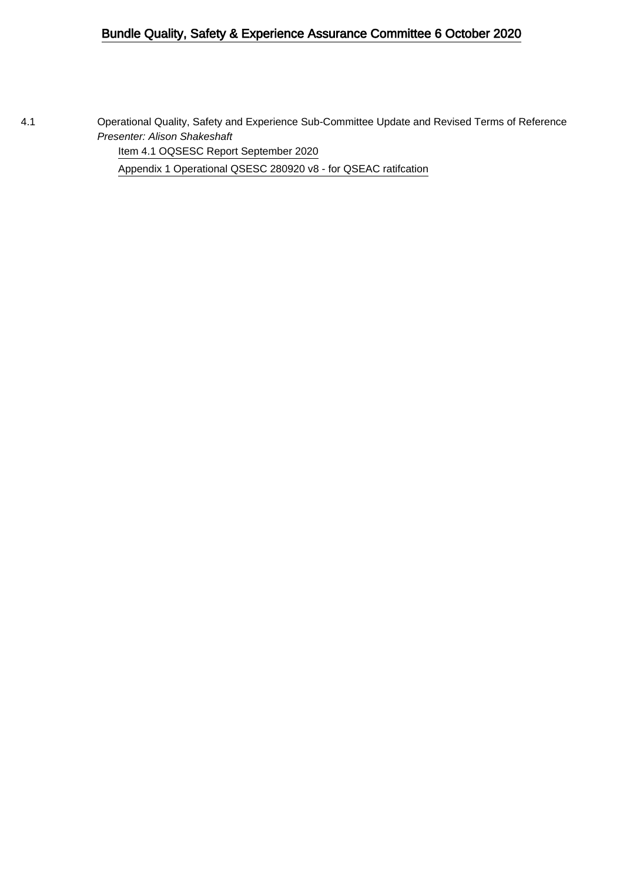# Bundle Quality, Safety & Experience Assurance Committee 6 October 2020

4.1 Operational Quality, Safety and Experience Sub-Committee Update and Revised Terms of Reference

*Presenter: Alison Shakeshaft*

Item 4.1 OQSESC Report September 2020

Appendix 1 Operational QSESC 280920 v8 - for QSEAC ratifcation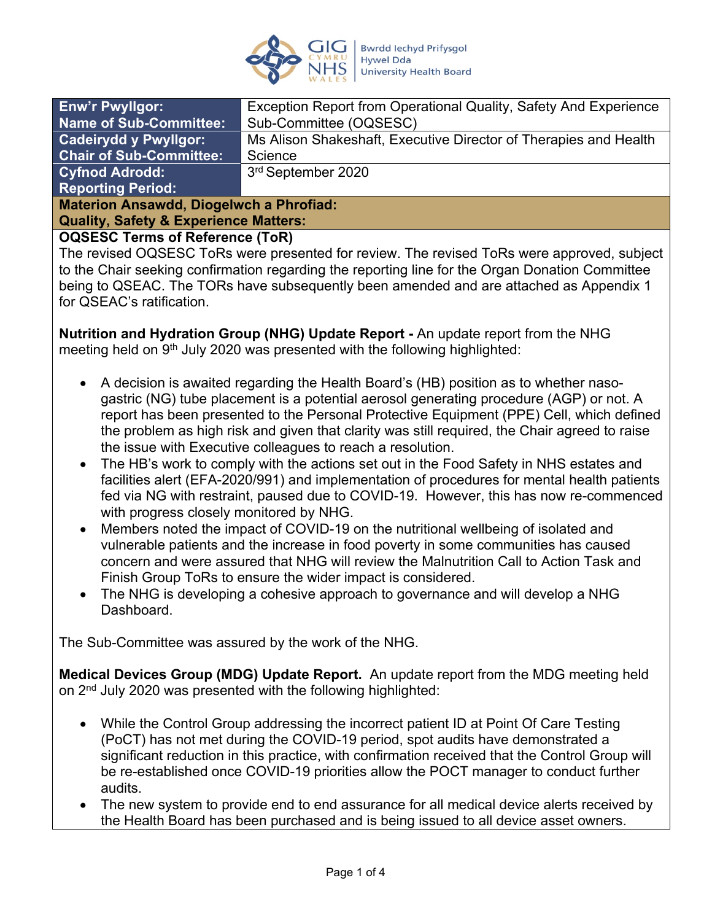| Enw'r Pwyllgor: Name of Sub-Committee: | Exception Report from Operational Quality, Safety And Experience Sub-Committee (OQSESC) |
|---|---|
| Cadeirydd y Pwyllgor: Chair of Sub-Committee: | Ms Alison Shakeshaft, Executive Director of Therapies and Health Science |
| Cyfnod Adrodd: Reporting Period: | 3rd September 2020 |

**Materion Ansawdd, Diogelwch a Phrofiad:**
**Quality, Safety & Experience Matters:**

**OQSESC Terms of Reference (ToR)**

The revised OQSESC ToRs were presented for review. The revised ToRs were approved, subject to the Chair seeking confirmation regarding the reporting line for the Organ Donation Committee being to QSEAC. The TORs have subsequently been amended and are attached as Appendix 1 for QSEAC's ratification.

**Nutrition and Hydration Group (NHG) Update Report -** An update report from the NHG meeting held on 9th July 2020 was presented with the following highlighted:

- A decision is awaited regarding the Health Board's (HB) position as to whether naso-gastric (NG) tube placement is a potential aerosol generating procedure (AGP) or not. A report has been presented to the Personal Protective Equipment (PPE) Cell, which defined the problem as high risk and given that clarity was still required, the Chair agreed to raise the issue with Executive colleagues to reach a resolution.
- The HB's work to comply with the actions set out in the Food Safety in NHS estates and facilities alert (EFA-2020/991) and implementation of procedures for mental health patients fed via NG with restraint, paused due to COVID-19. However, this has now re-commenced with progress closely monitored by NHG.
- Members noted the impact of COVID-19 on the nutritional wellbeing of isolated and vulnerable patients and the increase in food poverty in some communities has caused concern and were assured that NHG will review the Malnutrition Call to Action Task and Finish Group ToRs to ensure the wider impact is considered.
- The NHG is developing a cohesive approach to governance and will develop a NHG Dashboard.

The Sub-Committee was assured by the work of the NHG.

**Medical Devices Group (MDG) Update Report.** An update report from the MDG meeting held on 2nd July 2020 was presented with the following highlighted:

- While the Control Group addressing the incorrect patient ID at Point Of Care Testing (PoCT) has not met during the COVID-19 period, spot audits have demonstrated a significant reduction in this practice, with confirmation received that the Control Group will be re-established once COVID-19 priorities allow the POCT manager to conduct further audits.
- The new system to provide end to end assurance for all medical device alerts received by the Health Board has been purchased and is being issued to all device asset owners.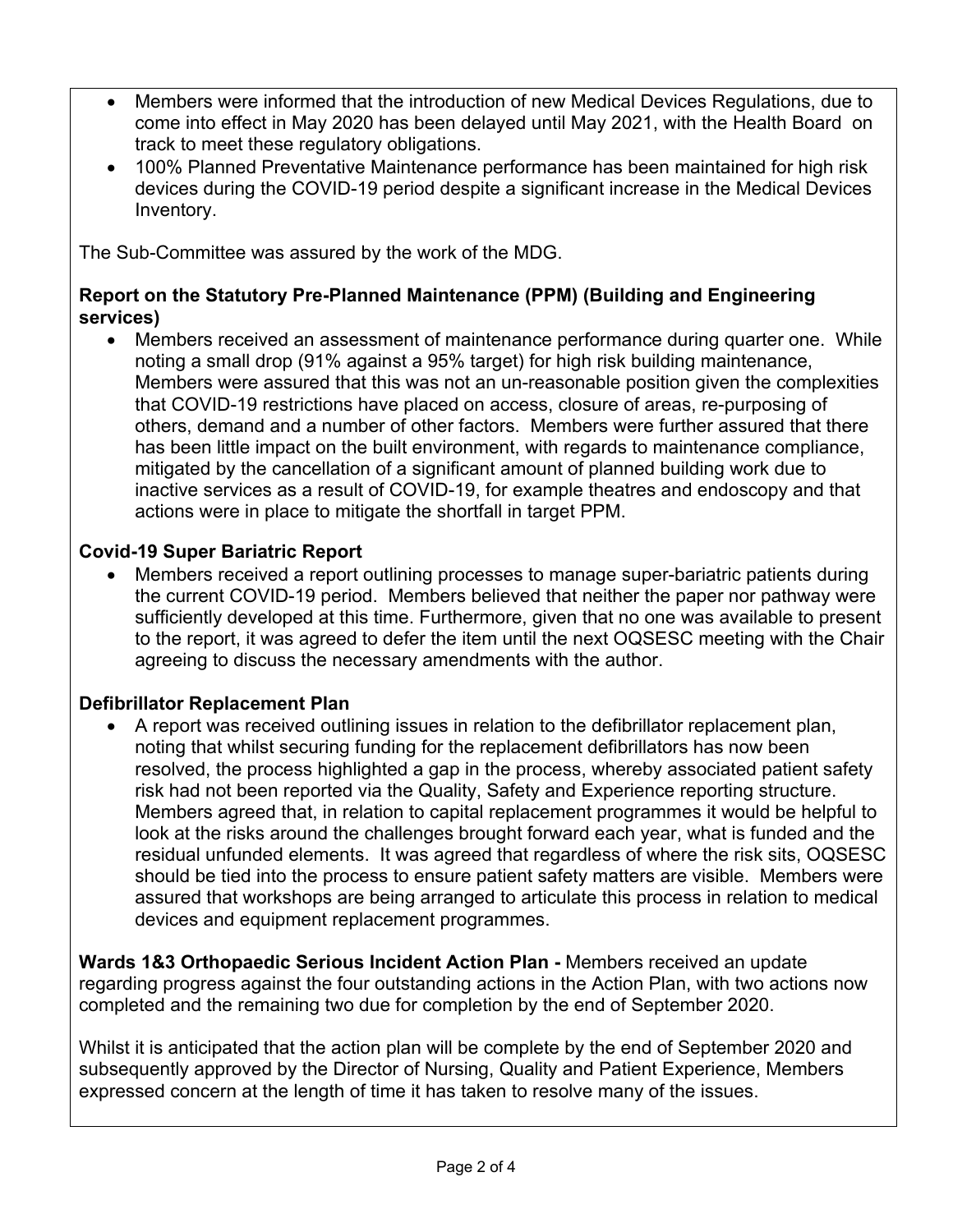- Members were informed that the introduction of new Medical Devices Regulations, due to come into effect in May 2020 has been delayed until May 2021, with the Health Board on track to meet these regulatory obligations.
- 100% Planned Preventative Maintenance performance has been maintained for high risk devices during the COVID-19 period despite a significant increase in the Medical Devices Inventory.

The Sub-Committee was assured by the work of the MDG.

**Report on the Statutory Pre-Planned Maintenance (PPM) (Building and Engineering services)**

- Members received an assessment of maintenance performance during quarter one. While noting a small drop (91% against a 95% target) for high risk building maintenance, Members were assured that this was not an un-reasonable position given the complexities that COVID-19 restrictions have placed on access, closure of areas, re-purposing of others, demand and a number of other factors. Members were further assured that there has been little impact on the built environment, with regards to maintenance compliance, mitigated by the cancellation of a significant amount of planned building work due to inactive services as a result of COVID-19, for example theatres and endoscopy and that actions were in place to mitigate the shortfall in target PPM.

**Covid-19 Super Bariatric Report**

- Members received a report outlining processes to manage super-bariatric patients during the current COVID-19 period. Members believed that neither the paper nor pathway were sufficiently developed at this time. Furthermore, given that no one was available to present to the report, it was agreed to defer the item until the next OQSESC meeting with the Chair agreeing to discuss the necessary amendments with the author.

**Defibrillator Replacement Plan**

- A report was received outlining issues in relation to the defibrillator replacement plan, noting that whilst securing funding for the replacement defibrillators has now been resolved, the process highlighted a gap in the process, whereby associated patient safety risk had not been reported via the Quality, Safety and Experience reporting structure. Members agreed that, in relation to capital replacement programmes it would be helpful to look at the risks around the challenges brought forward each year, what is funded and the residual unfunded elements. It was agreed that regardless of where the risk sits, OQSESC should be tied into the process to ensure patient safety matters are visible. Members were assured that workshops are being arranged to articulate this process in relation to medical devices and equipment replacement programmes.

**Wards 1&3 Orthopaedic Serious Incident Action Plan -** Members received an update regarding progress against the four outstanding actions in the Action Plan, with two actions now completed and the remaining two due for completion by the end of September 2020.

Whilst it is anticipated that the action plan will be complete by the end of September 2020 and subsequently approved by the Director of Nursing, Quality and Patient Experience, Members expressed concern at the length of time it has taken to resolve many of the issues.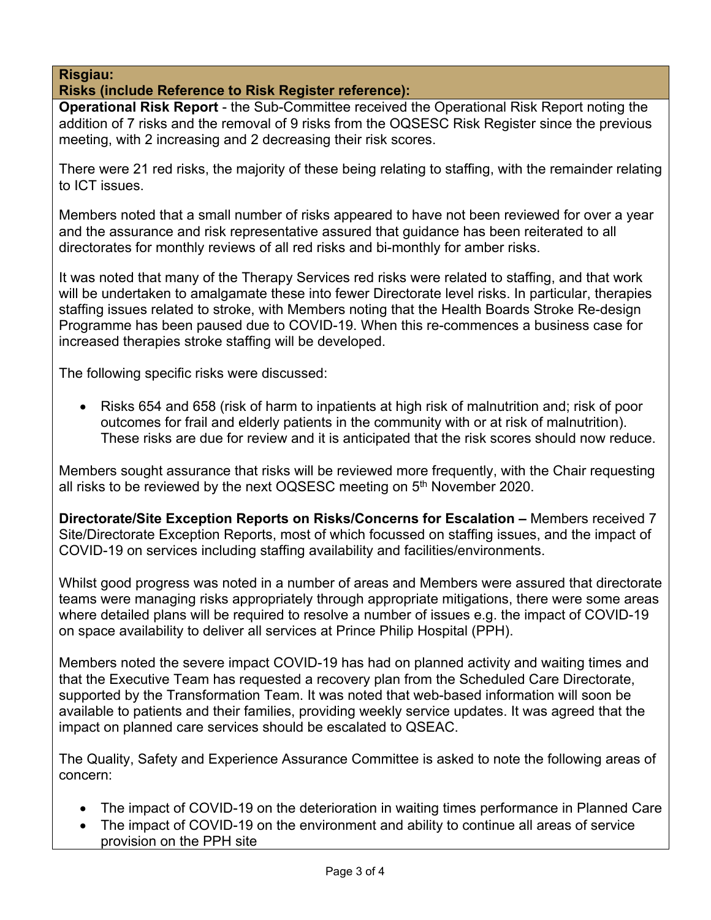**Risgiau:**
**Risks (include Reference to Risk Register reference):**

**Operational Risk Report** - the Sub-Committee received the Operational Risk Report noting the addition of 7 risks and the removal of 9 risks from the OQSESC Risk Register since the previous meeting, with 2 increasing and 2 decreasing their risk scores.

There were 21 red risks, the majority of these being relating to staffing, with the remainder relating to ICT issues.

Members noted that a small number of risks appeared to have not been reviewed for over a year and the assurance and risk representative assured that guidance has been reiterated to all directorates for monthly reviews of all red risks and bi-monthly for amber risks.

It was noted that many of the Therapy Services red risks were related to staffing, and that work will be undertaken to amalgamate these into fewer Directorate level risks. In particular, therapies staffing issues related to stroke, with Members noting that the Health Boards Stroke Re-design Programme has been paused due to COVID-19. When this re-commences a business case for increased therapies stroke staffing will be developed.

The following specific risks were discussed:

- Risks 654 and 658 (risk of harm to inpatients at high risk of malnutrition and; risk of poor outcomes for frail and elderly patients in the community with or at risk of malnutrition). These risks are due for review and it is anticipated that the risk scores should now reduce.

Members sought assurance that risks will be reviewed more frequently, with the Chair requesting all risks to be reviewed by the next OQSESC meeting on 5th November 2020.

**Directorate/Site Exception Reports on Risks/Concerns for Escalation –** Members received 7 Site/Directorate Exception Reports, most of which focussed on staffing issues, and the impact of COVID-19 on services including staffing availability and facilities/environments.

Whilst good progress was noted in a number of areas and Members were assured that directorate teams were managing risks appropriately through appropriate mitigations, there were some areas where detailed plans will be required to resolve a number of issues e.g. the impact of COVID-19 on space availability to deliver all services at Prince Philip Hospital (PPH).

Members noted the severe impact COVID-19 has had on planned activity and waiting times and that the Executive Team has requested a recovery plan from the Scheduled Care Directorate, supported by the Transformation Team. It was noted that web-based information will soon be available to patients and their families, providing weekly service updates. It was agreed that the impact on planned care services should be escalated to QSEAC.

The Quality, Safety and Experience Assurance Committee is asked to note the following areas of concern:

- The impact of COVID-19 on the deterioration in waiting times performance in Planned Care
- The impact of COVID-19 on the environment and ability to continue all areas of service provision on the PPH site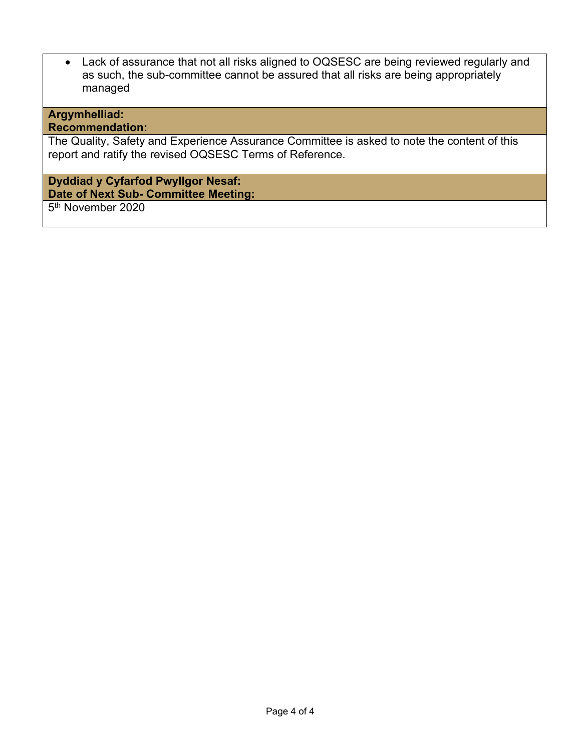- Lack of assurance that not all risks aligned to OQSESC are being reviewed regularly and as such, the sub-committee cannot be assured that all risks are being appropriately managed

**Argymhelliad:**
**Recommendation:**

The Quality, Safety and Experience Assurance Committee is asked to note the content of this report and ratify the revised OQSESC Terms of Reference.

**Dyddiad y Cyfarfod Pwyllgor Nesaf:**
**Date of Next Sub- Committee Meeting:**

5th November 2020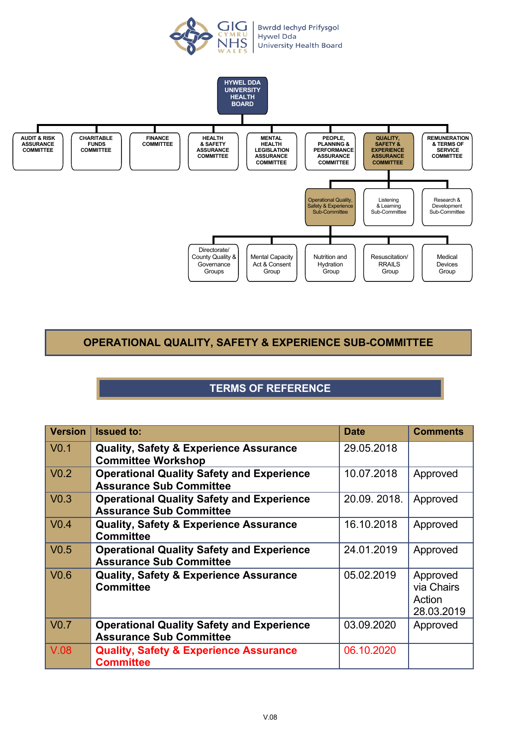GIG CYMRU NHS WALES | Bwrdd Iechyd Prifysgol Hywel Dda University Health Board

HYWEL DDA UNIVERSITY HEALTH BOARD

AUDIT & RISK ASSURANCE COMMITTEE | CHARITABLE FUNDS COMMITTEE | FINANCE COMMITTEE | HEALTH & SAFETY ASSURANCE COMMITTEE | MENTAL HEALTH LEGISLATION ASSURANCE COMMITTEE | PEOPLE, PLANNING & PERFORMANCE ASSURANCE COMMITTEE | QUALITY, SAFETY & EXPERIENCE ASSURANCE COMMITTEE | REMUNERATION & TERMS OF SERVICE COMMITTEE

Operational Quality, Safety & Experience Sub-Committee | Listening & Learning Sub-Committee | Research & Development Sub-Committee

Directorate/ County Quality & Governance Groups | Mental Capacity Act & Consent Group | Nutrition and Hydration Group | Resuscitation/ RRAILS Group | Medical Devices Group

# OPERATIONAL QUALITY, SAFETY & EXPERIENCE SUB-COMMITTEE

## TERMS OF REFERENCE

| Version | Issued to: | Date | Comments |
|---|---|---|---|
| V0.1 | **Quality, Safety & Experience Assurance Committee Workshop** | 29.05.2018 | |
| V0.2 | **Operational Quality Safety and Experience Assurance Sub Committee** | 10.07.2018 | Approved |
| V0.3 | **Operational Quality Safety and Experience Assurance Sub Committee** | 20.09. 2018. | Approved |
| V0.4 | **Quality, Safety & Experience Assurance Committee** | 16.10.2018 | Approved |
| V0.5 | **Operational Quality Safety and Experience Assurance Sub Committee** | 24.01.2019 | Approved |
| V0.6 | **Quality, Safety & Experience Assurance Committee** | 05.02.2019 | Approved via Chairs Action 28.03.2019 |
| V0.7 | **Operational Quality Safety and Experience Assurance Sub Committee** | 03.09.2020 | Approved |
| V.08 | **Quality, Safety & Experience Assurance Committee** | 06.10.2020 | |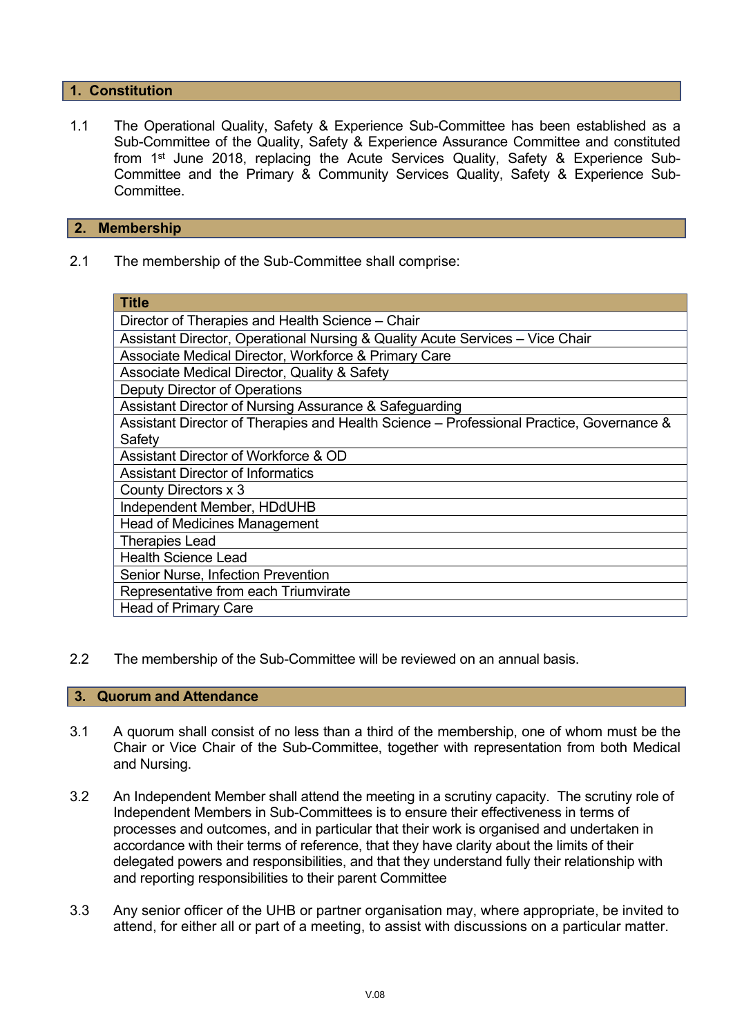## 1. Constitution

1.1 The Operational Quality, Safety & Experience Sub-Committee has been established as a Sub-Committee of the Quality, Safety & Experience Assurance Committee and constituted from 1st June 2018, replacing the Acute Services Quality, Safety & Experience Sub-Committee and the Primary & Community Services Quality, Safety & Experience Sub-Committee.

## 2. Membership

2.1 The membership of the Sub-Committee shall comprise:

| Title |
|---|
| Director of Therapies and Health Science – Chair |
| Assistant Director, Operational Nursing & Quality Acute Services – Vice Chair |
| Associate Medical Director, Workforce & Primary Care |
| Associate Medical Director, Quality & Safety |
| Deputy Director of Operations |
| Assistant Director of Nursing Assurance & Safeguarding |
| Assistant Director of Therapies and Health Science – Professional Practice, Governance & Safety |
| Assistant Director of Workforce & OD |
| Assistant Director of Informatics |
| County Directors x 3 |
| Independent Member, HDdUHB |
| Head of Medicines Management |
| Therapies Lead |
| Health Science Lead |
| Senior Nurse, Infection Prevention |
| Representative from each Triumvirate |
| Head of Primary Care |

2.2 The membership of the Sub-Committee will be reviewed on an annual basis.

## 3. Quorum and Attendance

3.1 A quorum shall consist of no less than a third of the membership, one of whom must be the Chair or Vice Chair of the Sub-Committee, together with representation from both Medical and Nursing.

3.2 An Independent Member shall attend the meeting in a scrutiny capacity. The scrutiny role of Independent Members in Sub-Committees is to ensure their effectiveness in terms of processes and outcomes, and in particular that their work is organised and undertaken in accordance with their terms of reference, that they have clarity about the limits of their delegated powers and responsibilities, and that they understand fully their relationship with and reporting responsibilities to their parent Committee

3.3 Any senior officer of the UHB or partner organisation may, where appropriate, be invited to attend, for either all or part of a meeting, to assist with discussions on a particular matter.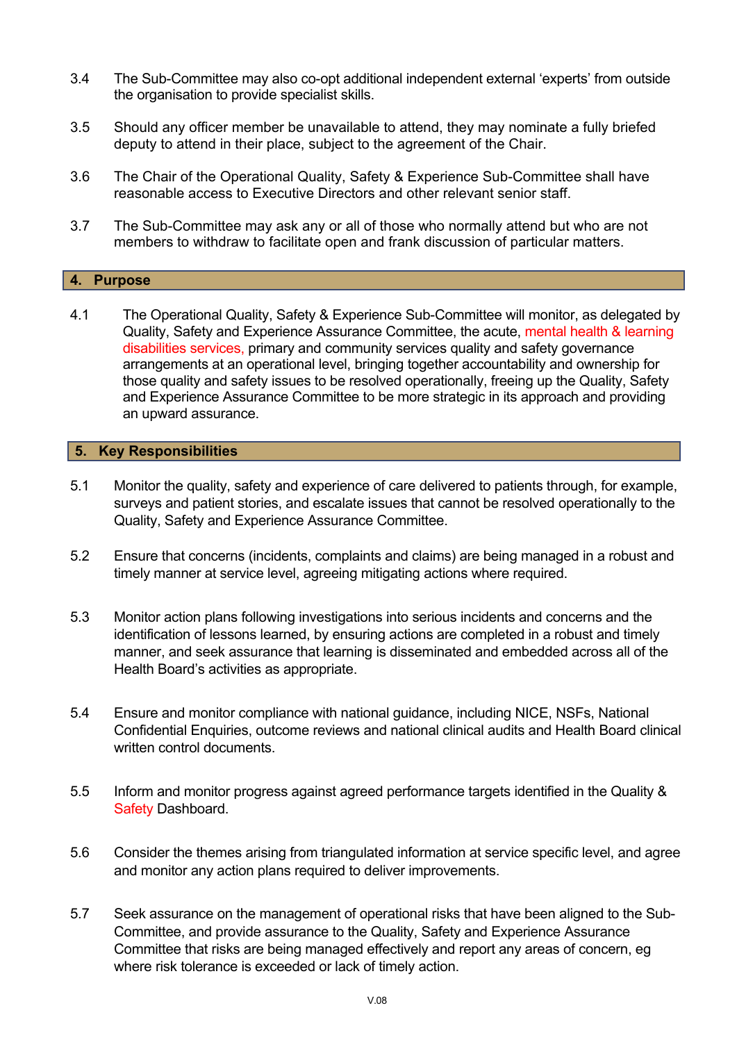3.4 The Sub-Committee may also co-opt additional independent external 'experts' from outside the organisation to provide specialist skills.

3.5 Should any officer member be unavailable to attend, they may nominate a fully briefed deputy to attend in their place, subject to the agreement of the Chair.

3.6 The Chair of the Operational Quality, Safety & Experience Sub-Committee shall have reasonable access to Executive Directors and other relevant senior staff.

3.7 The Sub-Committee may ask any or all of those who normally attend but who are not members to withdraw to facilitate open and frank discussion of particular matters.

## 4. Purpose

4.1 The Operational Quality, Safety & Experience Sub-Committee will monitor, as delegated by Quality, Safety and Experience Assurance Committee, the acute, mental health & learning disabilities services, primary and community services quality and safety governance arrangements at an operational level, bringing together accountability and ownership for those quality and safety issues to be resolved operationally, freeing up the Quality, Safety and Experience Assurance Committee to be more strategic in its approach and providing an upward assurance.

## 5. Key Responsibilities

5.1 Monitor the quality, safety and experience of care delivered to patients through, for example, surveys and patient stories, and escalate issues that cannot be resolved operationally to the Quality, Safety and Experience Assurance Committee.

5.2 Ensure that concerns (incidents, complaints and claims) are being managed in a robust and timely manner at service level, agreeing mitigating actions where required.

5.3 Monitor action plans following investigations into serious incidents and concerns and the identification of lessons learned, by ensuring actions are completed in a robust and timely manner, and seek assurance that learning is disseminated and embedded across all of the Health Board's activities as appropriate.

5.4 Ensure and monitor compliance with national guidance, including NICE, NSFs, National Confidential Enquiries, outcome reviews and national clinical audits and Health Board clinical written control documents.

5.5 Inform and monitor progress against agreed performance targets identified in the Quality & Safety Dashboard.

5.6 Consider the themes arising from triangulated information at service specific level, and agree and monitor any action plans required to deliver improvements.

5.7 Seek assurance on the management of operational risks that have been aligned to the Sub-Committee, and provide assurance to the Quality, Safety and Experience Assurance Committee that risks are being managed effectively and report any areas of concern, eg where risk tolerance is exceeded or lack of timely action.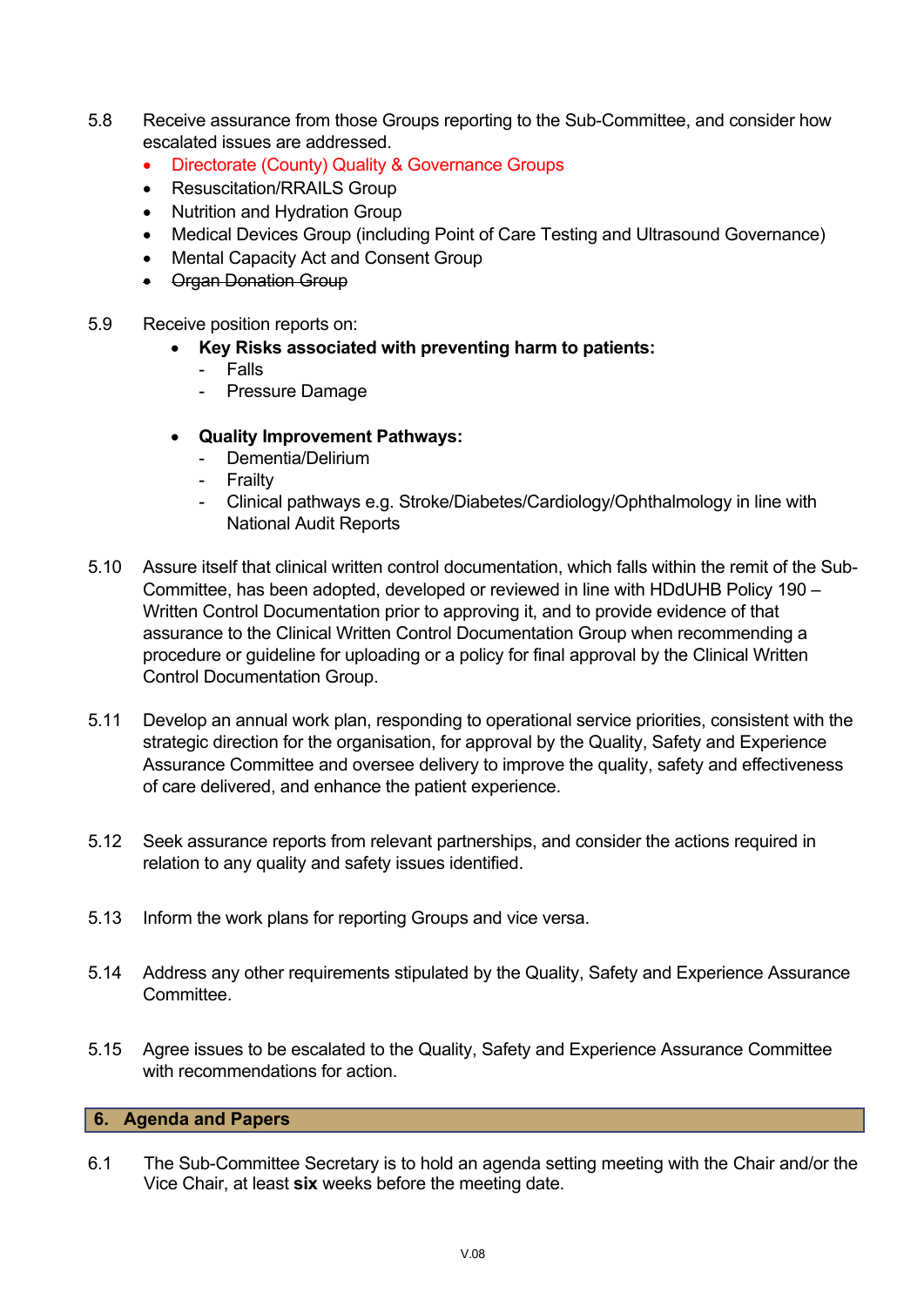5.8 Receive assurance from those Groups reporting to the Sub-Committee, and consider how escalated issues are addressed.

- Directorate (County) Quality & Governance Groups
- Resuscitation/RRAILS Group
- Nutrition and Hydration Group
- Medical Devices Group (including Point of Care Testing and Ultrasound Governance)
- Mental Capacity Act and Consent Group
- ~~Organ Donation Group~~

5.9 Receive position reports on:

- **Key Risks associated with preventing harm to patients:**
  - Falls
  - Pressure Damage

- **Quality Improvement Pathways:**
  - Dementia/Delirium
  - Frailty
  - Clinical pathways e.g. Stroke/Diabetes/Cardiology/Ophthalmology in line with National Audit Reports

5.10 Assure itself that clinical written control documentation, which falls within the remit of the Sub-Committee, has been adopted, developed or reviewed in line with HDdUHB Policy 190 – Written Control Documentation prior to approving it, and to provide evidence of that assurance to the Clinical Written Control Documentation Group when recommending a procedure or guideline for uploading or a policy for final approval by the Clinical Written Control Documentation Group.

5.11 Develop an annual work plan, responding to operational service priorities, consistent with the strategic direction for the organisation, for approval by the Quality, Safety and Experience Assurance Committee and oversee delivery to improve the quality, safety and effectiveness of care delivered, and enhance the patient experience.

5.12 Seek assurance reports from relevant partnerships, and consider the actions required in relation to any quality and safety issues identified.

5.13 Inform the work plans for reporting Groups and vice versa.

5.14 Address any other requirements stipulated by the Quality, Safety and Experience Assurance Committee.

5.15 Agree issues to be escalated to the Quality, Safety and Experience Assurance Committee with recommendations for action.

## 6. Agenda and Papers

6.1 The Sub-Committee Secretary is to hold an agenda setting meeting with the Chair and/or the Vice Chair, at least **six** weeks before the meeting date.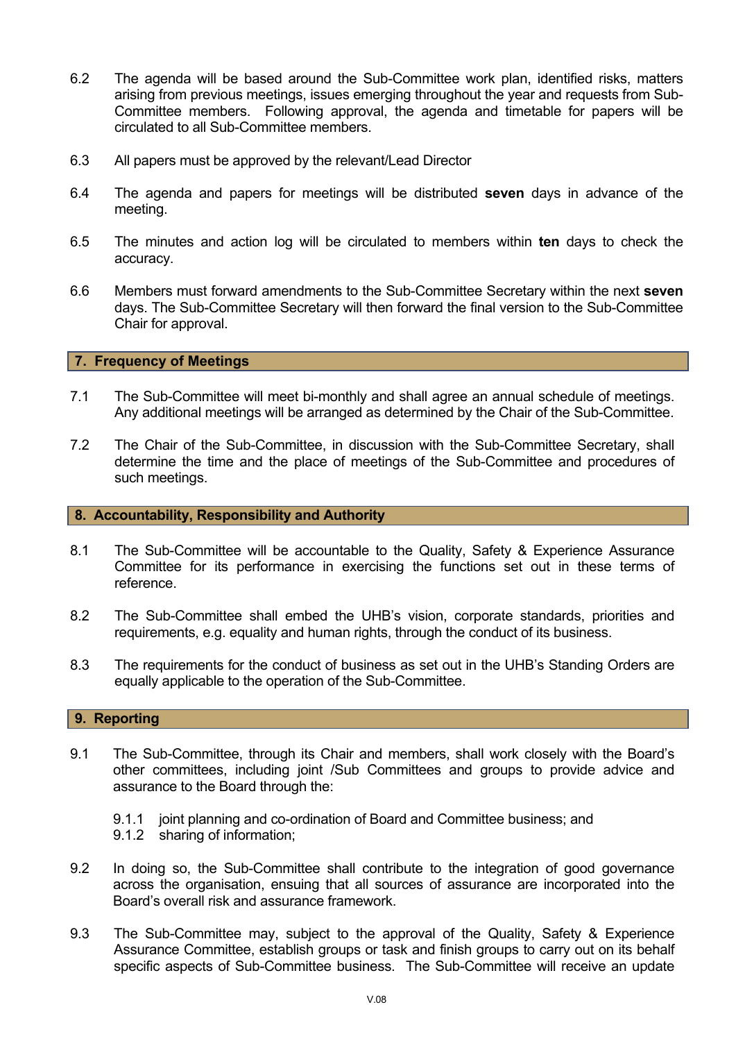6.2 The agenda will be based around the Sub-Committee work plan, identified risks, matters arising from previous meetings, issues emerging throughout the year and requests from Sub-Committee members. Following approval, the agenda and timetable for papers will be circulated to all Sub-Committee members.

6.3 All papers must be approved by the relevant/Lead Director

6.4 The agenda and papers for meetings will be distributed **seven** days in advance of the meeting.

6.5 The minutes and action log will be circulated to members within **ten** days to check the accuracy.

6.6 Members must forward amendments to the Sub-Committee Secretary within the next **seven** days. The Sub-Committee Secretary will then forward the final version to the Sub-Committee Chair for approval.

## 7. Frequency of Meetings

7.1 The Sub-Committee will meet bi-monthly and shall agree an annual schedule of meetings. Any additional meetings will be arranged as determined by the Chair of the Sub-Committee.

7.2 The Chair of the Sub-Committee, in discussion with the Sub-Committee Secretary, shall determine the time and the place of meetings of the Sub-Committee and procedures of such meetings.

## 8. Accountability, Responsibility and Authority

8.1 The Sub-Committee will be accountable to the Quality, Safety & Experience Assurance Committee for its performance in exercising the functions set out in these terms of reference.

8.2 The Sub-Committee shall embed the UHB's vision, corporate standards, priorities and requirements, e.g. equality and human rights, through the conduct of its business.

8.3 The requirements for the conduct of business as set out in the UHB's Standing Orders are equally applicable to the operation of the Sub-Committee.

## 9. Reporting

9.1 The Sub-Committee, through its Chair and members, shall work closely with the Board's other committees, including joint /Sub Committees and groups to provide advice and assurance to the Board through the:

9.1.1 joint planning and co-ordination of Board and Committee business; and
9.1.2 sharing of information;

9.2 In doing so, the Sub-Committee shall contribute to the integration of good governance across the organisation, ensuring that all sources of assurance are incorporated into the Board's overall risk and assurance framework.

9.3 The Sub-Committee may, subject to the approval of the Quality, Safety & Experience Assurance Committee, establish groups or task and finish groups to carry out on its behalf specific aspects of Sub-Committee business. The Sub-Committee will receive an update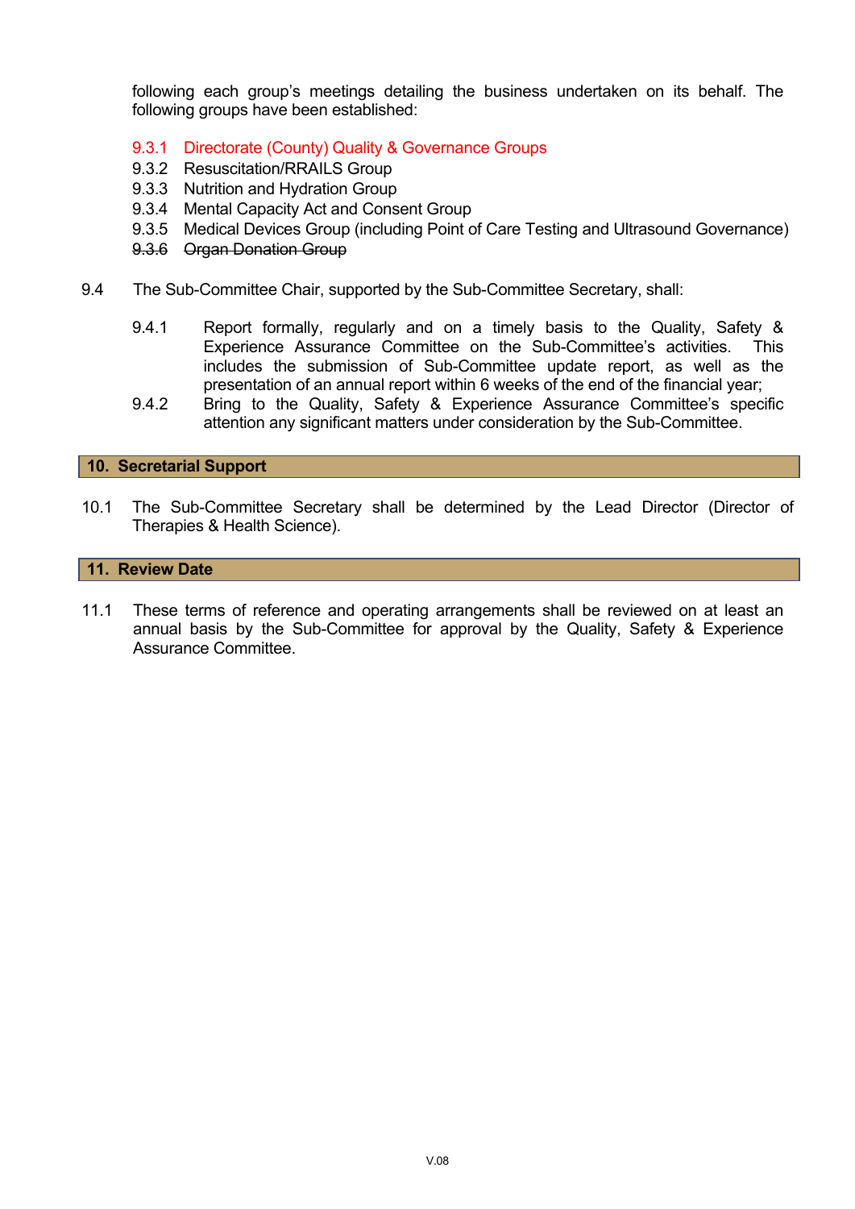following each group's meetings detailing the business undertaken on its behalf. The following groups have been established:

9.3.1 Directorate (County) Quality & Governance Groups
9.3.2 Resuscitation/RRAILS Group
9.3.3 Nutrition and Hydration Group
9.3.4 Mental Capacity Act and Consent Group
9.3.5 Medical Devices Group (including Point of Care Testing and Ultrasound Governance)
~~9.3.6 Organ Donation Group~~

9.4 The Sub-Committee Chair, supported by the Sub-Committee Secretary, shall:

9.4.1 Report formally, regularly and on a timely basis to the Quality, Safety & Experience Assurance Committee on the Sub-Committee's activities. This includes the submission of Sub-Committee update report, as well as the presentation of an annual report within 6 weeks of the end of the financial year;

9.4.2 Bring to the Quality, Safety & Experience Assurance Committee's specific attention any significant matters under consideration by the Sub-Committee.

## 10. Secretarial Support

10.1 The Sub-Committee Secretary shall be determined by the Lead Director (Director of Therapies & Health Science).

## 11. Review Date

11.1 These terms of reference and operating arrangements shall be reviewed on at least an annual basis by the Sub-Committee for approval by the Quality, Safety & Experience Assurance Committee.